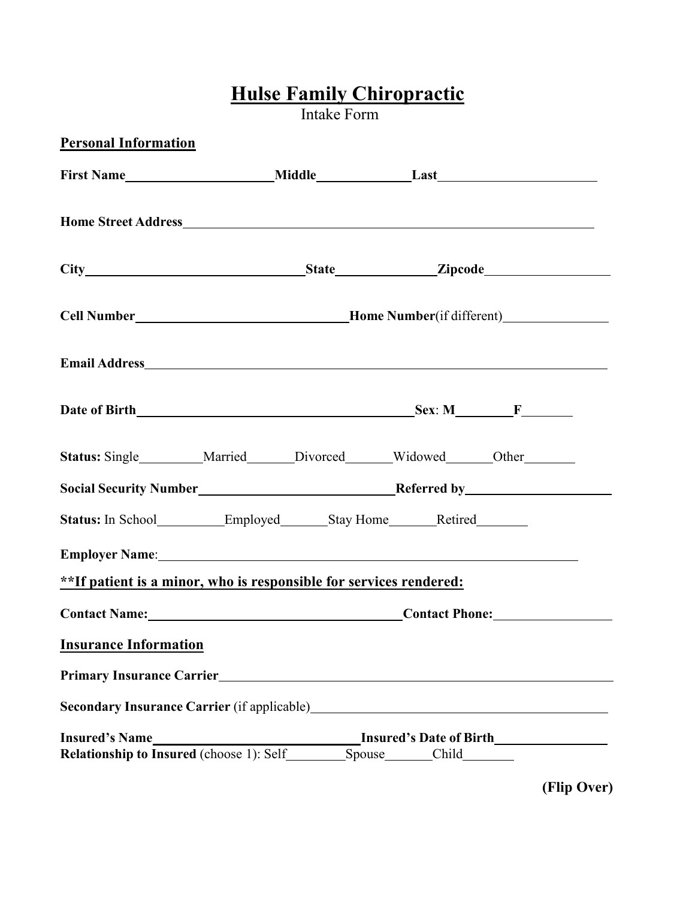# Hulse Family Chiropractic

Intake Form

## Personal Information

**First Name**\_\_\_\_\_\_\_\_\_\_\_\_\_\_\_\_\_\_\_\_ **Middle**\_\_\_\_\_\_\_\_\_\_\_\_ **Last**\_\_\_\_\_\_\_\_\_\_\_\_\_\_\_\_\_\_\_\_

**Home Street Address**\_\_\_\_\_\_\_\_\_\_\_\_\_\_\_\_\_\_\_\_\_\_\_\_\_\_\_\_\_\_\_\_\_\_\_\_\_\_\_\_\_\_\_\_\_\_\_\_\_\_\_\_

**City**\_\_\_\_\_\_\_\_\_\_\_\_\_\_\_\_\_\_\_\_\_\_\_\_\_\_\_\_ **State**\_\_\_\_\_\_\_\_\_\_\_\_\_ **Zipcode**\_\_\_\_\_\_\_\_\_\_\_\_\_\_\_\_

**Cell Number**\_\_\_\_\_\_\_\_\_\_\_\_\_\_\_\_\_\_\_\_\_\_\_\_\_\_ **Home Number**(if different)\_\_\_\_\_\_\_\_\_\_\_\_\_\_

**Email Address**\_\_\_\_\_\_\_\_\_\_\_\_\_\_\_\_\_\_\_\_\_\_\_\_\_\_\_\_\_\_\_\_\_\_\_\_\_\_\_\_\_\_\_\_\_\_\_\_\_\_\_\_\_\_\_\_\_\_

**Date of Birth**\_\_\_\_\_\_\_\_\_\_\_\_\_\_\_\_\_\_\_\_\_\_\_\_\_\_\_\_\_\_\_\_\_\_\_\_\_ **Sex**: **M**\_\_\_\_\_\_\_ **F**\_\_\_\_\_\_

**Status:** Single\_\_\_\_\_\_\_\_ Married\_\_\_\_\_\_ Divorced\_\_\_\_\_\_ Widowed\_\_\_\_\_\_ Other\_\_\_\_\_\_\_

**Social Security Number**\_\_\_\_\_\_\_\_\_\_\_\_\_\_\_\_\_\_\_\_\_\_\_\_\_\_ **Referred by**\_\_\_\_\_\_\_\_\_\_\_\_\_\_\_\_\_\_\_\_

**Status:** In School\_\_\_\_\_\_\_\_\_ Employed\_\_\_\_\_\_\_ Stay Home\_\_\_\_\_\_\_ Retired\_\_\_\_\_\_\_

**Employer Name**:\_\_\_\_\_\_\_\_\_\_\_\_\_\_\_\_\_\_\_\_\_\_\_\_\_\_\_\_\_\_\_\_\_\_\_\_\_\_\_\_\_\_\_\_\_\_\_\_\_\_\_\_\_\_\_\_

**\*\*If patient is a minor, who is responsible for services rendered:**

**Contact Name:**\_\_\_\_\_\_\_\_\_\_\_\_\_\_\_\_\_\_\_\_\_\_\_\_\_\_\_\_\_\_\_\_\_ **Contact Phone:**\_\_\_\_\_\_\_\_\_\_\_\_\_\_\_

## Insurance Information

**Primary Insurance Carrier**\_\_\_\_\_\_\_\_\_\_\_\_\_\_\_\_\_\_\_\_\_\_\_\_\_\_\_\_\_\_\_\_\_\_\_\_\_\_\_\_\_\_\_\_\_\_\_\_\_\_\_\_

**Secondary Insurance Carrier** (if applicable)\_\_\_\_\_\_\_\_\_\_\_\_\_\_\_\_\_\_\_\_\_\_\_\_\_\_\_\_\_\_\_\_\_\_\_\_\_

**Insured's Name**\_\_\_\_\_\_\_\_\_\_\_\_\_\_\_\_\_\_\_\_\_\_\_\_\_\_\_ **Insured's Date of Birth**\_\_\_\_\_\_\_\_\_\_\_\_\_\_\_\_

**Relationship to Insured** (choose 1): Self\_\_\_\_\_\_\_\_ Spouse\_\_\_\_\_\_\_ Child\_\_\_\_\_\_\_

**(Flip Over)**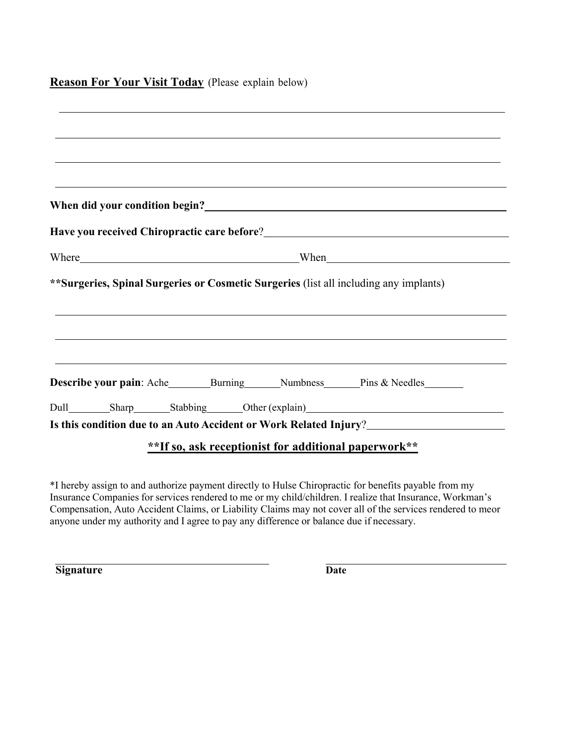**<u>Reason For Your Visit Today</u>** (Please explain below)

\_\_\_\_\_\_\_\_\_\_\_\_\_\_\_\_\_\_\_\_\_\_\_\_\_\_\_\_\_\_\_\_\_\_\_\_\_\_\_\_\_\_\_\_\_\_\_\_\_\_\_\_\_\_\_\_\_\_\_\_\_\_\_\_\_\_\_\_\_\_

\_\_\_\_\_\_\_\_\_\_\_\_\_\_\_\_\_\_\_\_\_\_\_\_\_\_\_\_\_\_\_\_\_\_\_\_\_\_\_\_\_\_\_\_\_\_\_\_\_\_\_\_\_\_\_\_\_\_\_\_\_\_\_\_\_\_\_\_\_\_

\_\_\_\_\_\_\_\_\_\_\_\_\_\_\_\_\_\_\_\_\_\_\_\_\_\_\_\_\_\_\_\_\_\_\_\_\_\_\_\_\_\_\_\_\_\_\_\_\_\_\_\_\_\_\_\_\_\_\_\_\_\_\_\_\_\_\_\_\_\_

\_\_\_\_\_\_\_\_\_\_\_\_\_\_\_\_\_\_\_\_\_\_\_\_\_\_\_\_\_\_\_\_\_\_\_\_\_\_\_\_\_\_\_\_\_\_\_\_\_\_\_\_\_\_\_\_\_\_\_\_\_\_\_\_\_\_\_\_\_\_

**When did your condition begin?**\_\_\_\_\_\_\_\_\_\_\_\_\_\_\_\_\_\_\_\_\_\_\_\_\_\_\_\_\_\_\_\_\_\_\_\_\_\_\_\_\_\_\_\_

**Have you received Chiropractic care before**?\_\_\_\_\_\_\_\_\_\_\_\_\_\_\_\_\_\_\_\_\_\_\_\_\_\_\_\_\_\_\_\_\_\_\_\_

Where\_\_\_\_\_\_\_\_\_\_\_\_\_\_\_\_\_\_\_\_\_\_\_\_\_\_\_\_\_\_\_\_\_When\_\_\_\_\_\_\_\_\_\_\_\_\_\_\_\_\_\_\_\_\_\_\_\_\_\_\_\_\_\_

**\*\*Surgeries, Spinal Surgeries or Cosmetic Surgeries** (list all including any implants)

\_\_\_\_\_\_\_\_\_\_\_\_\_\_\_\_\_\_\_\_\_\_\_\_\_\_\_\_\_\_\_\_\_\_\_\_\_\_\_\_\_\_\_\_\_\_\_\_\_\_\_\_\_\_\_\_\_\_\_\_\_\_\_\_\_\_\_\_\_\_

\_\_\_\_\_\_\_\_\_\_\_\_\_\_\_\_\_\_\_\_\_\_\_\_\_\_\_\_\_\_\_\_\_\_\_\_\_\_\_\_\_\_\_\_\_\_\_\_\_\_\_\_\_\_\_\_\_\_\_\_\_\_\_\_\_\_\_\_\_\_

\_\_\_\_\_\_\_\_\_\_\_\_\_\_\_\_\_\_\_\_\_\_\_\_\_\_\_\_\_\_\_\_\_\_\_\_\_\_\_\_\_\_\_\_\_\_\_\_\_\_\_\_\_\_\_\_\_\_\_\_\_\_\_\_\_\_\_\_\_\_

**Describe your pain**: Ache\_\_\_\_\_\_\_Burning\_\_\_\_\_\_Numbness\_\_\_\_\_\_Pins & Needles\_\_\_\_\_\_\_

Dull\_\_\_\_\_\_\_Sharp\_\_\_\_\_\_Stabbing\_\_\_\_\_\_Other (explain)\_\_\_\_\_\_\_\_\_\_\_\_\_\_\_\_\_\_\_\_\_\_\_\_\_\_\_\_\_\_

**Is this condition due to an Auto Accident or Work Related Injury**?\_\_\_\_\_\_\_\_\_\_\_\_\_\_\_\_\_\_\_\_

**<u>\*\*If so, ask receptionist for additional paperwork\*\*</u>**

\*I hereby assign to and authorize payment directly to Hulse Chiropractic for benefits payable from my Insurance Companies for services rendered to me or my child/children. I realize that Insurance, Workman's Compensation, Auto Accident Claims, or Liability Claims may not cover all of the services rendered to meor anyone under my authority and I agree to pay any difference or balance due if necessary.

\_\_\_\_\_\_\_\_\_\_\_\_\_\_\_\_\_\_\_\_\_\_\_\_\_\_\_\_\_\_\_\_\_\_\_\_ \_\_\_\_\_\_\_\_\_\_\_\_\_\_\_\_\_\_\_\_\_\_\_\_\_\_\_\_\_\_\_\_

**Signature** **Date**